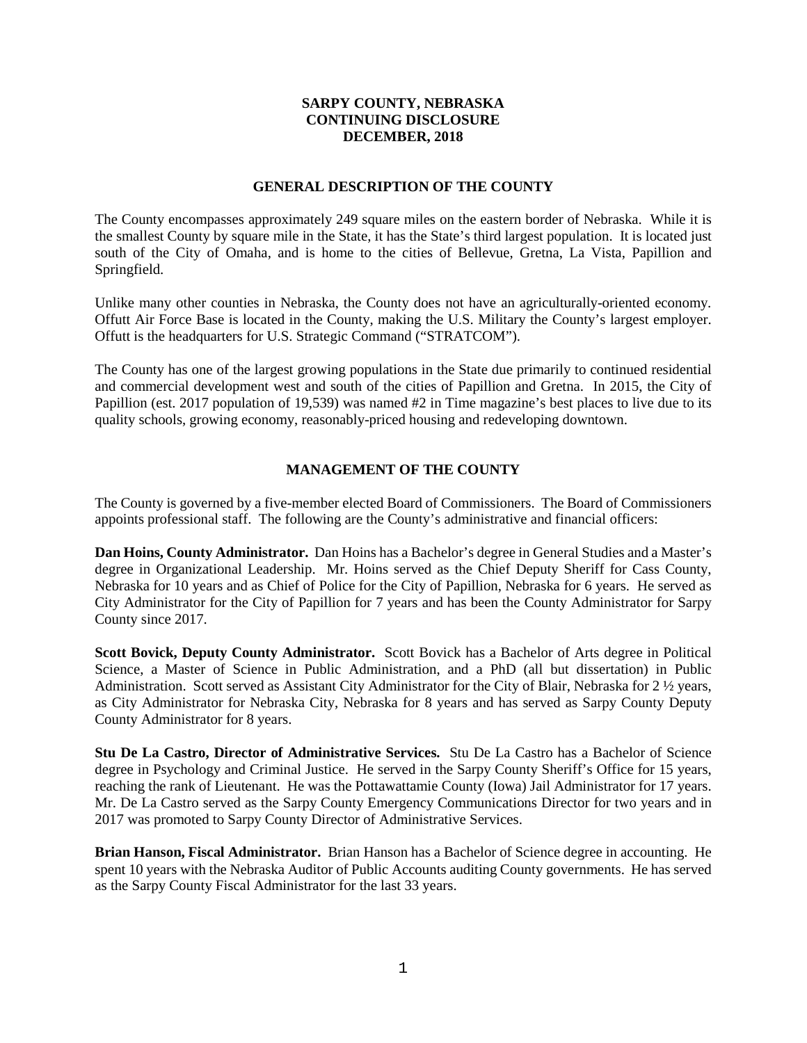# SARPY COUNTY, NEBRASKA
# CONTINUING DISCLOSURE
# DECEMBER, 2018

## GENERAL DESCRIPTION OF THE COUNTY

The County encompasses approximately 249 square miles on the eastern border of Nebraska. While it is the smallest County by square mile in the State, it has the State's third largest population. It is located just south of the City of Omaha, and is home to the cities of Bellevue, Gretna, La Vista, Papillion and Springfield.

Unlike many other counties in Nebraska, the County does not have an agriculturally-oriented economy. Offutt Air Force Base is located in the County, making the U.S. Military the County's largest employer. Offutt is the headquarters for U.S. Strategic Command ("STRATCOM").

The County has one of the largest growing populations in the State due primarily to continued residential and commercial development west and south of the cities of Papillion and Gretna. In 2015, the City of Papillion (est. 2017 population of 19,539) was named #2 in Time magazine's best places to live due to its quality schools, growing economy, reasonably-priced housing and redeveloping downtown.

## MANAGEMENT OF THE COUNTY

The County is governed by a five-member elected Board of Commissioners. The Board of Commissioners appoints professional staff. The following are the County's administrative and financial officers:

**Dan Hoins, County Administrator.** Dan Hoins has a Bachelor's degree in General Studies and a Master's degree in Organizational Leadership. Mr. Hoins served as the Chief Deputy Sheriff for Cass County, Nebraska for 10 years and as Chief of Police for the City of Papillion, Nebraska for 6 years. He served as City Administrator for the City of Papillion for 7 years and has been the County Administrator for Sarpy County since 2017.

**Scott Bovick, Deputy County Administrator.** Scott Bovick has a Bachelor of Arts degree in Political Science, a Master of Science in Public Administration, and a PhD (all but dissertation) in Public Administration. Scott served as Assistant City Administrator for the City of Blair, Nebraska for 2 ½ years, as City Administrator for Nebraska City, Nebraska for 8 years and has served as Sarpy County Deputy County Administrator for 8 years.

**Stu De La Castro, Director of Administrative Services.** Stu De La Castro has a Bachelor of Science degree in Psychology and Criminal Justice. He served in the Sarpy County Sheriff's Office for 15 years, reaching the rank of Lieutenant. He was the Pottawattamie County (Iowa) Jail Administrator for 17 years. Mr. De La Castro served as the Sarpy County Emergency Communications Director for two years and in 2017 was promoted to Sarpy County Director of Administrative Services.

**Brian Hanson, Fiscal Administrator.** Brian Hanson has a Bachelor of Science degree in accounting. He spent 10 years with the Nebraska Auditor of Public Accounts auditing County governments. He has served as the Sarpy County Fiscal Administrator for the last 33 years.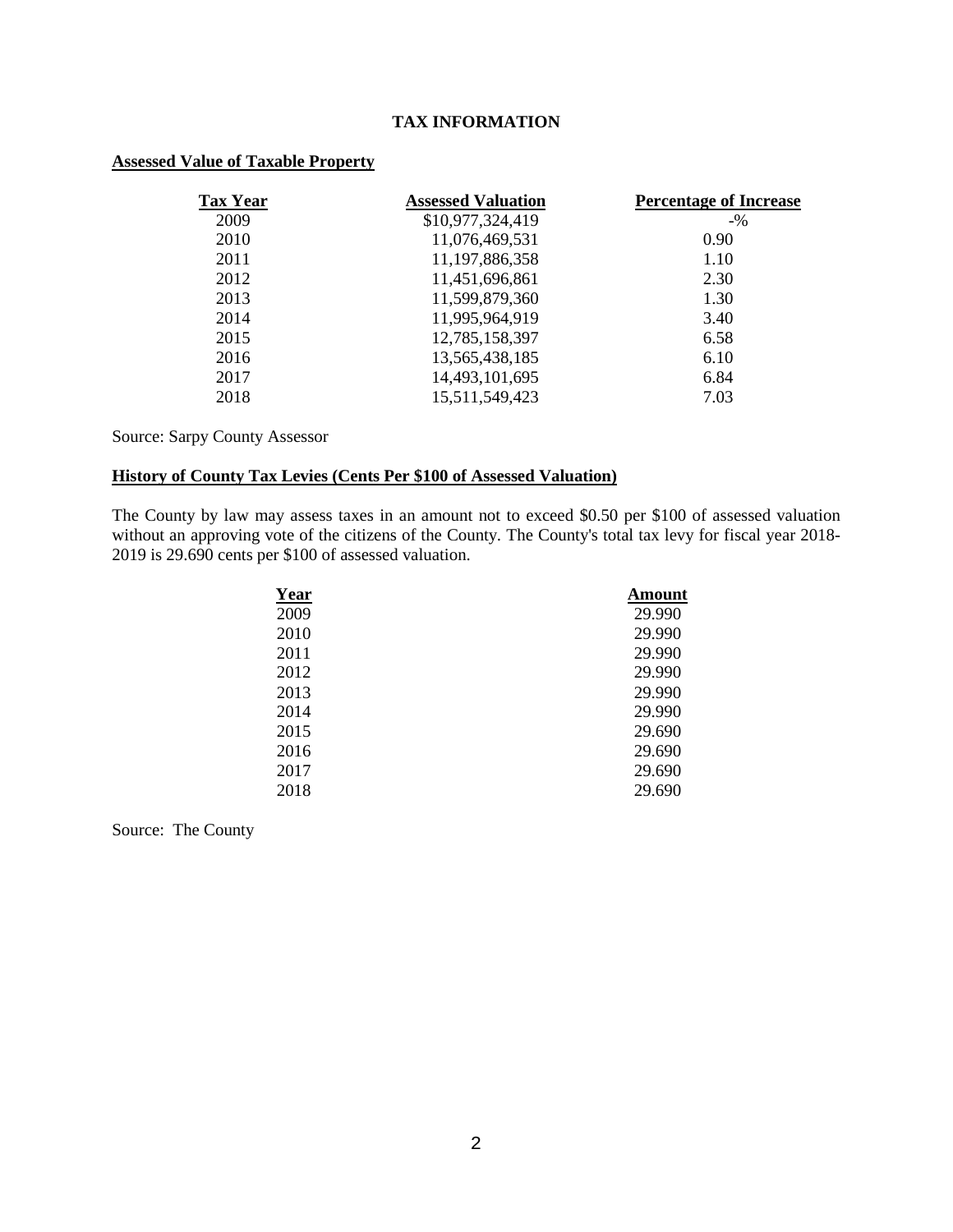# TAX INFORMATION

## Assessed Value of Taxable Property

| Tax Year | Assessed Valuation | Percentage of Increase |
|---|---|---|
| 2009 | $10,977,324,419 | -% |
| 2010 | 11,076,469,531 | 0.90 |
| 2011 | 11,197,886,358 | 1.10 |
| 2012 | 11,451,696,861 | 2.30 |
| 2013 | 11,599,879,360 | 1.30 |
| 2014 | 11,995,964,919 | 3.40 |
| 2015 | 12,785,158,397 | 6.58 |
| 2016 | 13,565,438,185 | 6.10 |
| 2017 | 14,493,101,695 | 6.84 |
| 2018 | 15,511,549,423 | 7.03 |

Source: Sarpy County Assessor

## History of County Tax Levies (Cents Per $100 of Assessed Valuation)

The County by law may assess taxes in an amount not to exceed $0.50 per $100 of assessed valuation without an approving vote of the citizens of the County. The County's total tax levy for fiscal year 2018-2019 is 29.690 cents per $100 of assessed valuation.

| Year | Amount |
|---|---|
| 2009 | 29.990 |
| 2010 | 29.990 |
| 2011 | 29.990 |
| 2012 | 29.990 |
| 2013 | 29.990 |
| 2014 | 29.990 |
| 2015 | 29.690 |
| 2016 | 29.690 |
| 2017 | 29.690 |
| 2018 | 29.690 |

Source: The County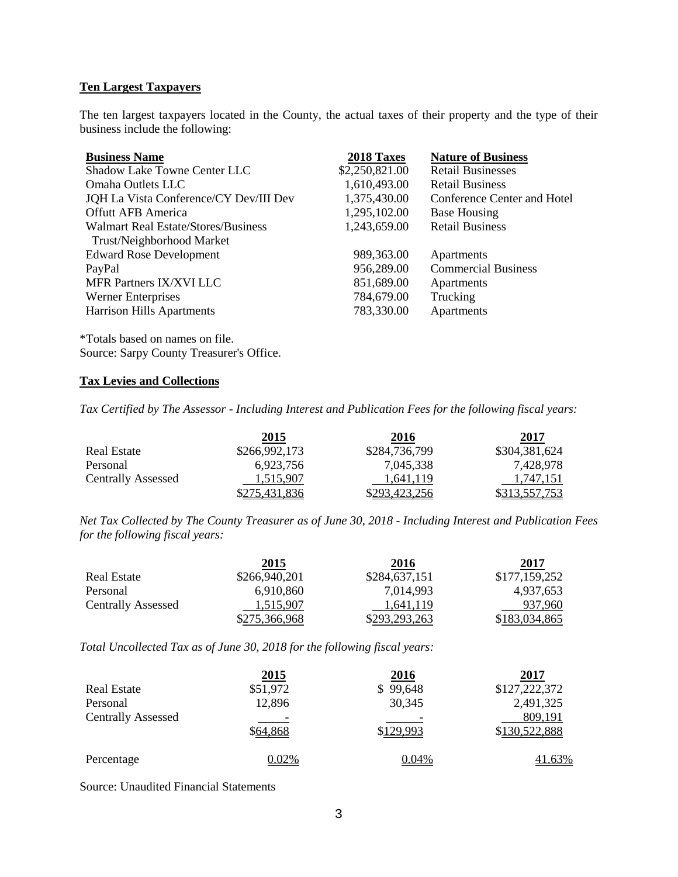**Ten Largest Taxpayers**

The ten largest taxpayers located in the County, the actual taxes of their property and the type of their business include the following:

| Business Name | 2018 Taxes | Nature of Business |
|---|---|---|
| Shadow Lake Towne Center LLC | $2,250,821.00 | Retail Businesses |
| Omaha Outlets LLC | 1,610,493.00 | Retail Business |
| JQH La Vista Conference/CY Dev/III Dev | 1,375,430.00 | Conference Center and Hotel |
| Offutt AFB America | 1,295,102.00 | Base Housing |
| Walmart Real Estate/Stores/Business Trust/Neighborhood Market | 1,243,659.00 | Retail Business |
| Edward Rose Development | 989,363.00 | Apartments |
| PayPal | 956,289.00 | Commercial Business |
| MFR Partners IX/XVI LLC | 851,689.00 | Apartments |
| Werner Enterprises | 784,679.00 | Trucking |
| Harrison Hills Apartments | 783,330.00 | Apartments |

*Totals based on names on file.
Source: Sarpy County Treasurer's Office.

**Tax Levies and Collections**

*Tax Certified by The Assessor - Including Interest and Publication Fees for the following fiscal years:*

| | 2015 | 2016 | 2017 |
|---|---|---|---|
| Real Estate | $266,992,173 | $284,736,799 | $304,381,624 |
| Personal | 6,923,756 | 7,045,338 | 7,428,978 |
| Centrally Assessed | 1,515,907 | 1,641,119 | 1,747,151 |
| | $275,431,836 | $293,423,256 | $313,557,753 |

*Net Tax Collected by The County Treasurer as of June 30, 2018 - Including Interest and Publication Fees for the following fiscal years:*

| | 2015 | 2016 | 2017 |
|---|---|---|---|
| Real Estate | $266,940,201 | $284,637,151 | $177,159,252 |
| Personal | 6,910,860 | 7,014,993 | 4,937,653 |
| Centrally Assessed | 1,515,907 | 1,641,119 | 937,960 |
| | $275,366,968 | $293,293,263 | $183,034,865 |

*Total Uncollected Tax as of June 30, 2018 for the following fiscal years:*

| | 2015 | 2016 | 2017 |
|---|---|---|---|
| Real Estate | $51,972 | $ 99,648 | $127,222,372 |
| Personal | 12,896 | 30,345 | 2,491,325 |
| Centrally Assessed | - | - | 809,191 |
| | $64,868 | $129,993 | $130,522,888 |
| Percentage | 0.02% | 0.04% | 41.63% |

Source: Unaudited Financial Statements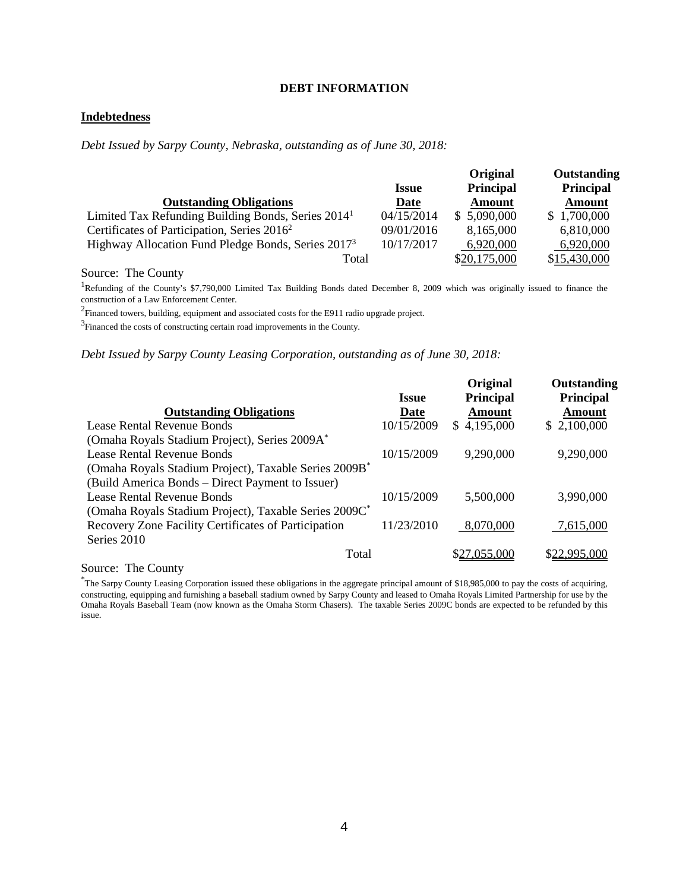## DEBT INFORMATION

### Indebtedness

*Debt Issued by Sarpy County, Nebraska, outstanding as of June 30, 2018:*

| Outstanding Obligations | Issue Date | Original Principal Amount | Outstanding Principal Amount |
|---|---|---|---|
| Limited Tax Refunding Building Bonds, Series 2014[1] | 04/15/2014 | $ 5,090,000 | $ 1,700,000 |
| Certificates of Participation, Series 2016[2] | 09/01/2016 | 8,165,000 | 6,810,000 |
| Highway Allocation Fund Pledge Bonds, Series 2017[3] | 10/17/2017 | 6,920,000 | 6,920,000 |
| Total | | $20,175,000 | $15,430,000 |

Source: The County

[1]Refunding of the County's $7,790,000 Limited Tax Building Bonds dated December 8, 2009 which was originally issued to finance the construction of a Law Enforcement Center.

[2]Financed towers, building, equipment and associated costs for the E911 radio upgrade project.

[3]Financed the costs of constructing certain road improvements in the County.

*Debt Issued by Sarpy County Leasing Corporation, outstanding as of June 30, 2018:*

| Outstanding Obligations | Issue Date | Original Principal Amount | Outstanding Principal Amount |
|---|---|---|---|
| Lease Rental Revenue Bonds (Omaha Royals Stadium Project), Series 2009A* | 10/15/2009 | $ 4,195,000 | $ 2,100,000 |
| Lease Rental Revenue Bonds (Omaha Royals Stadium Project), Taxable Series 2009B* (Build America Bonds – Direct Payment to Issuer) | 10/15/2009 | 9,290,000 | 9,290,000 |
| Lease Rental Revenue Bonds (Omaha Royals Stadium Project), Taxable Series 2009C* | 10/15/2009 | 5,500,000 | 3,990,000 |
| Recovery Zone Facility Certificates of Participation Series 2010 | 11/23/2010 | 8,070,000 | 7,615,000 |
| Total | | $27,055,000 | $22,995,000 |

Source: The County

*The Sarpy County Leasing Corporation issued these obligations in the aggregate principal amount of $18,985,000 to pay the costs of acquiring, constructing, equipping and furnishing a baseball stadium owned by Sarpy County and leased to Omaha Royals Limited Partnership for use by the Omaha Royals Baseball Team (now known as the Omaha Storm Chasers). The taxable Series 2009C bonds are expected to be refunded by this issue.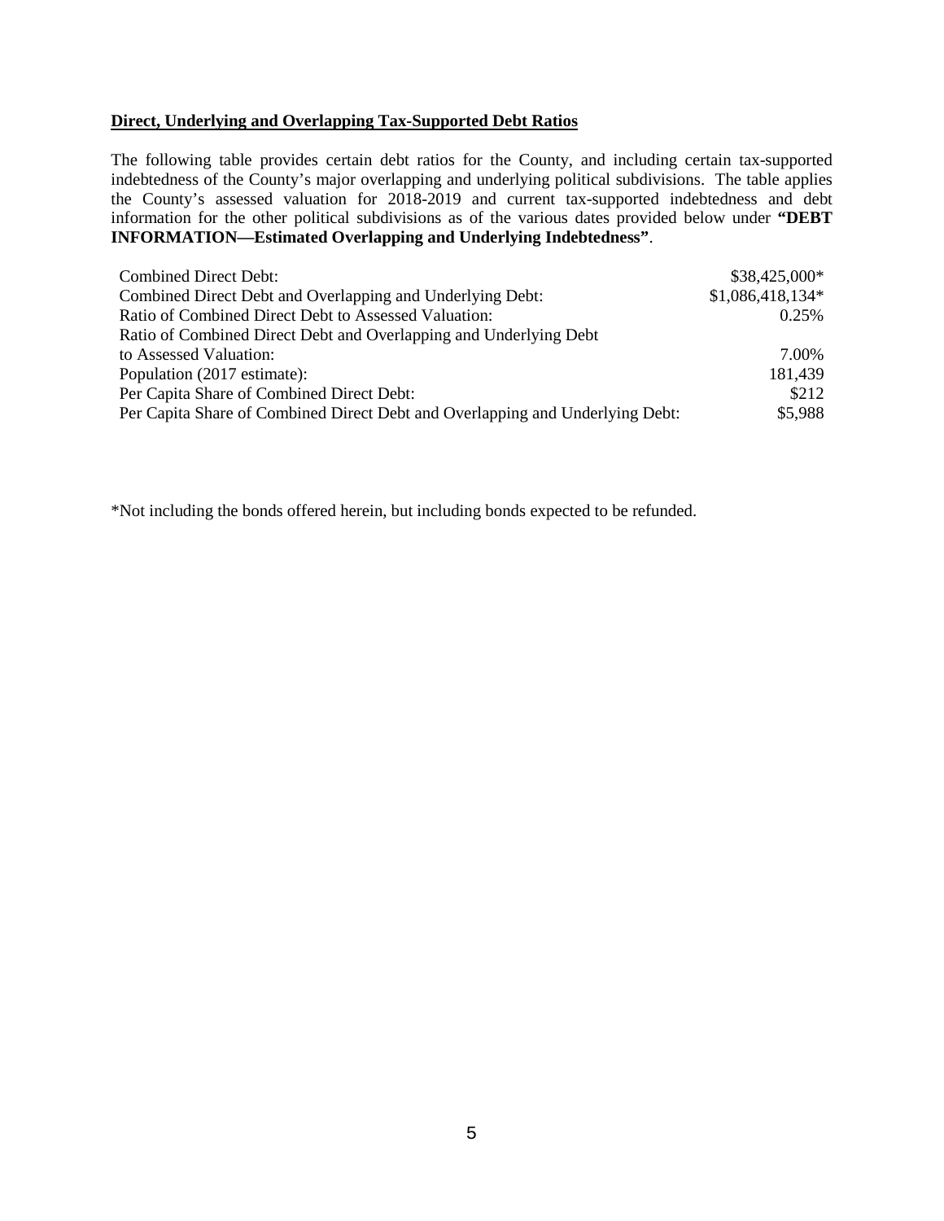**Direct, Underlying and Overlapping Tax-Supported Debt Ratios**

The following table provides certain debt ratios for the County, and including certain tax-supported indebtedness of the County's major overlapping and underlying political subdivisions. The table applies the County's assessed valuation for 2018-2019 and current tax-supported indebtedness and debt information for the other political subdivisions as of the various dates provided below under **"DEBT INFORMATION—Estimated Overlapping and Underlying Indebtedness"**.

| | |
|---|---|
| Combined Direct Debt: | $38,425,000* |
| Combined Direct Debt and Overlapping and Underlying Debt: | $1,086,418,134* |
| Ratio of Combined Direct Debt to Assessed Valuation: | 0.25% |
| Ratio of Combined Direct Debt and Overlapping and Underlying Debt to Assessed Valuation: | 7.00% |
| Population (2017 estimate): | 181,439 |
| Per Capita Share of Combined Direct Debt: | $212 |
| Per Capita Share of Combined Direct Debt and Overlapping and Underlying Debt: | $5,988 |

*Not including the bonds offered herein, but including bonds expected to be refunded.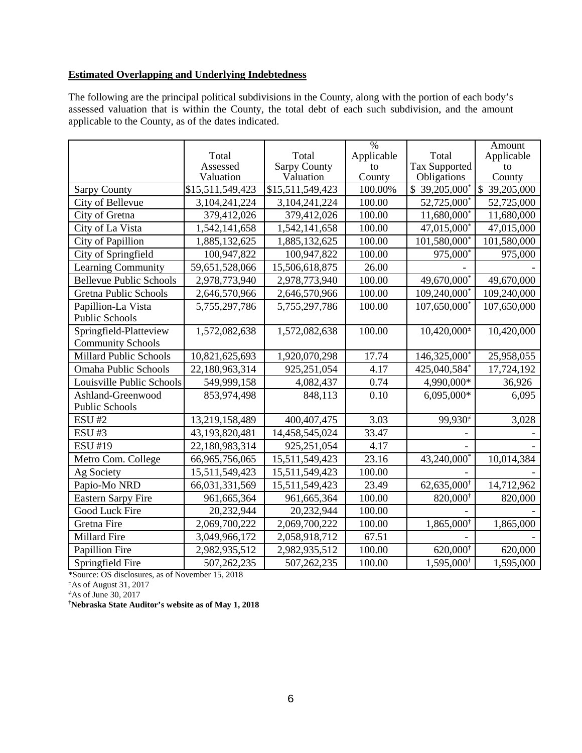**Estimated Overlapping and Underlying Indebtedness**

The following are the principal political subdivisions in the County, along with the portion of each body's assessed valuation that is within the County, the total debt of each such subdivision, and the amount applicable to the County, as of the dates indicated.

| | Total Assessed Valuation | Total Sarpy County Valuation | % Applicable to County | Total Tax Supported Obligations | Amount Applicable to County |
|---|---|---|---|---|---|
| Sarpy County | $15,511,549,423 | $15,511,549,423 | 100.00% | $ 39,205,000* | $ 39,205,000 |
| City of Bellevue | 3,104,241,224 | 3,104,241,224 | 100.00 | 52,725,000* | 52,725,000 |
| City of Gretna | 379,412,026 | 379,412,026 | 100.00 | 11,680,000* | 11,680,000 |
| City of La Vista | 1,542,141,658 | 1,542,141,658 | 100.00 | 47,015,000* | 47,015,000 |
| City of Papillion | 1,885,132,625 | 1,885,132,625 | 100.00 | 101,580,000* | 101,580,000 |
| City of Springfield | 100,947,822 | 100,947,822 | 100.00 | 975,000* | 975,000 |
| Learning Community | 59,651,528,066 | 15,506,618,875 | 26.00 | - | - |
| Bellevue Public Schools | 2,978,773,940 | 2,978,773,940 | 100.00 | 49,670,000* | 49,670,000 |
| Gretna Public Schools | 2,646,570,966 | 2,646,570,966 | 100.00 | 109,240,000* | 109,240,000 |
| Papillion-La Vista Public Schools | 5,755,297,786 | 5,755,297,786 | 100.00 | 107,650,000* | 107,650,000 |
| Springfield-Platteview Community Schools | 1,572,082,638 | 1,572,082,638 | 100.00 | 10,420,000± | 10,420,000 |
| Millard Public Schools | 10,821,625,693 | 1,920,070,298 | 17.74 | 146,325,000* | 25,958,055 |
| Omaha Public Schools | 22,180,963,314 | 925,251,054 | 4.17 | 425,040,584* | 17,724,192 |
| Louisville Public Schools | 549,999,158 | 4,082,437 | 0.74 | 4,990,000* | 36,926 |
| Ashland-Greenwood Public Schools | 853,974,498 | 848,113 | 0.10 | 6,095,000* | 6,095 |
| ESU #2 | 13,219,158,489 | 400,407,475 | 3.03 | 99,930≠ | 3,028 |
| ESU #3 | 43,193,820,481 | 14,458,545,024 | 33.47 | - | - |
| ESU #19 | 22,180,983,314 | 925,251,054 | 4.17 | - | - |
| Metro Com. College | 66,965,756,065 | 15,511,549,423 | 23.16 | 43,240,000* | 10,014,384 |
| Ag Society | 15,511,549,423 | 15,511,549,423 | 100.00 | - | - |
| Papio-Mo NRD | 66,031,331,569 | 15,511,549,423 | 23.49 | 62,635,000† | 14,712,962 |
| Eastern Sarpy Fire | 961,665,364 | 961,665,364 | 100.00 | 820,000† | 820,000 |
| Good Luck Fire | 20,232,944 | 20,232,944 | 100.00 | - | - |
| Gretna Fire | 2,069,700,222 | 2,069,700,222 | 100.00 | 1,865,000† | 1,865,000 |
| Millard Fire | 3,049,966,172 | 2,058,918,712 | 67.51 | - | - |
| Papillion Fire | 2,982,935,512 | 2,982,935,512 | 100.00 | 620,000† | 620,000 |
| Springfield Fire | 507,262,235 | 507,262,235 | 100.00 | 1,595,000† | 1,595,000 |

*Source: OS disclosures, as of November 15, 2018

±As of August 31, 2017

≠As of June 30, 2017

**†Nebraska State Auditor's website as of May 1, 2018**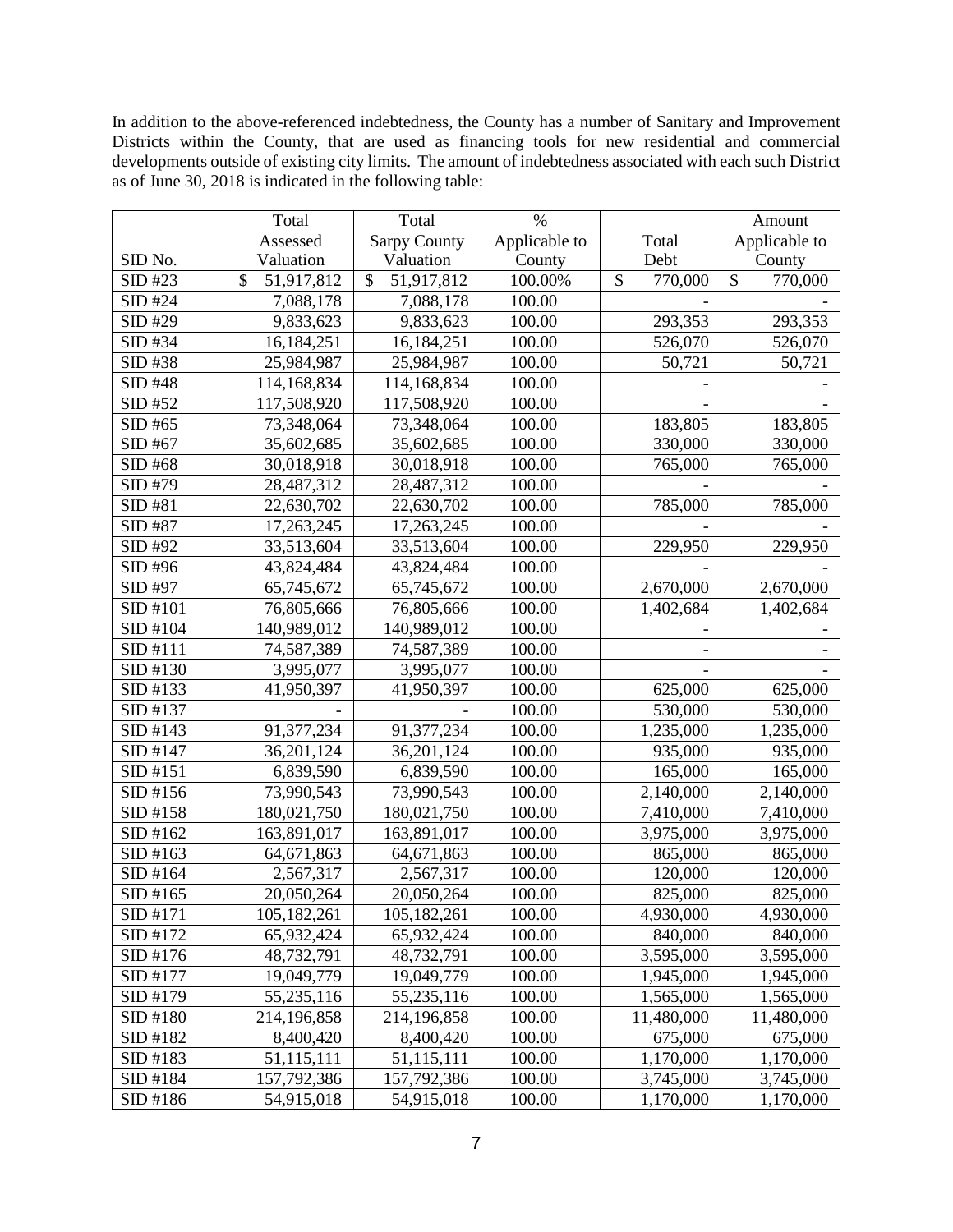In addition to the above-referenced indebtedness, the County has a number of Sanitary and Improvement Districts within the County, that are used as financing tools for new residential and commercial developments outside of existing city limits. The amount of indebtedness associated with each such District as of June 30, 2018 is indicated in the following table:

| SID No. | Total Assessed Valuation | Total Sarpy County Valuation | % Applicable to County | Total Debt | Amount Applicable to County |
|---|---|---|---|---|---|
| SID #23 | $ 51,917,812 | $ 51,917,812 | 100.00% | $ 770,000 | $ 770,000 |
| SID #24 | 7,088,178 | 7,088,178 | 100.00 | - | - |
| SID #29 | 9,833,623 | 9,833,623 | 100.00 | 293,353 | 293,353 |
| SID #34 | 16,184,251 | 16,184,251 | 100.00 | 526,070 | 526,070 |
| SID #38 | 25,984,987 | 25,984,987 | 100.00 | 50,721 | 50,721 |
| SID #48 | 114,168,834 | 114,168,834 | 100.00 | - | - |
| SID #52 | 117,508,920 | 117,508,920 | 100.00 | - | - |
| SID #65 | 73,348,064 | 73,348,064 | 100.00 | 183,805 | 183,805 |
| SID #67 | 35,602,685 | 35,602,685 | 100.00 | 330,000 | 330,000 |
| SID #68 | 30,018,918 | 30,018,918 | 100.00 | 765,000 | 765,000 |
| SID #79 | 28,487,312 | 28,487,312 | 100.00 | - | - |
| SID #81 | 22,630,702 | 22,630,702 | 100.00 | 785,000 | 785,000 |
| SID #87 | 17,263,245 | 17,263,245 | 100.00 | - | - |
| SID #92 | 33,513,604 | 33,513,604 | 100.00 | 229,950 | 229,950 |
| SID #96 | 43,824,484 | 43,824,484 | 100.00 | - | - |
| SID #97 | 65,745,672 | 65,745,672 | 100.00 | 2,670,000 | 2,670,000 |
| SID #101 | 76,805,666 | 76,805,666 | 100.00 | 1,402,684 | 1,402,684 |
| SID #104 | 140,989,012 | 140,989,012 | 100.00 | - | - |
| SID #111 | 74,587,389 | 74,587,389 | 100.00 | - | - |
| SID #130 | 3,995,077 | 3,995,077 | 100.00 | - | - |
| SID #133 | 41,950,397 | 41,950,397 | 100.00 | 625,000 | 625,000 |
| SID #137 | - | - | 100.00 | 530,000 | 530,000 |
| SID #143 | 91,377,234 | 91,377,234 | 100.00 | 1,235,000 | 1,235,000 |
| SID #147 | 36,201,124 | 36,201,124 | 100.00 | 935,000 | 935,000 |
| SID #151 | 6,839,590 | 6,839,590 | 100.00 | 165,000 | 165,000 |
| SID #156 | 73,990,543 | 73,990,543 | 100.00 | 2,140,000 | 2,140,000 |
| SID #158 | 180,021,750 | 180,021,750 | 100.00 | 7,410,000 | 7,410,000 |
| SID #162 | 163,891,017 | 163,891,017 | 100.00 | 3,975,000 | 3,975,000 |
| SID #163 | 64,671,863 | 64,671,863 | 100.00 | 865,000 | 865,000 |
| SID #164 | 2,567,317 | 2,567,317 | 100.00 | 120,000 | 120,000 |
| SID #165 | 20,050,264 | 20,050,264 | 100.00 | 825,000 | 825,000 |
| SID #171 | 105,182,261 | 105,182,261 | 100.00 | 4,930,000 | 4,930,000 |
| SID #172 | 65,932,424 | 65,932,424 | 100.00 | 840,000 | 840,000 |
| SID #176 | 48,732,791 | 48,732,791 | 100.00 | 3,595,000 | 3,595,000 |
| SID #177 | 19,049,779 | 19,049,779 | 100.00 | 1,945,000 | 1,945,000 |
| SID #179 | 55,235,116 | 55,235,116 | 100.00 | 1,565,000 | 1,565,000 |
| SID #180 | 214,196,858 | 214,196,858 | 100.00 | 11,480,000 | 11,480,000 |
| SID #182 | 8,400,420 | 8,400,420 | 100.00 | 675,000 | 675,000 |
| SID #183 | 51,115,111 | 51,115,111 | 100.00 | 1,170,000 | 1,170,000 |
| SID #184 | 157,792,386 | 157,792,386 | 100.00 | 3,745,000 | 3,745,000 |
| SID #186 | 54,915,018 | 54,915,018 | 100.00 | 1,170,000 | 1,170,000 |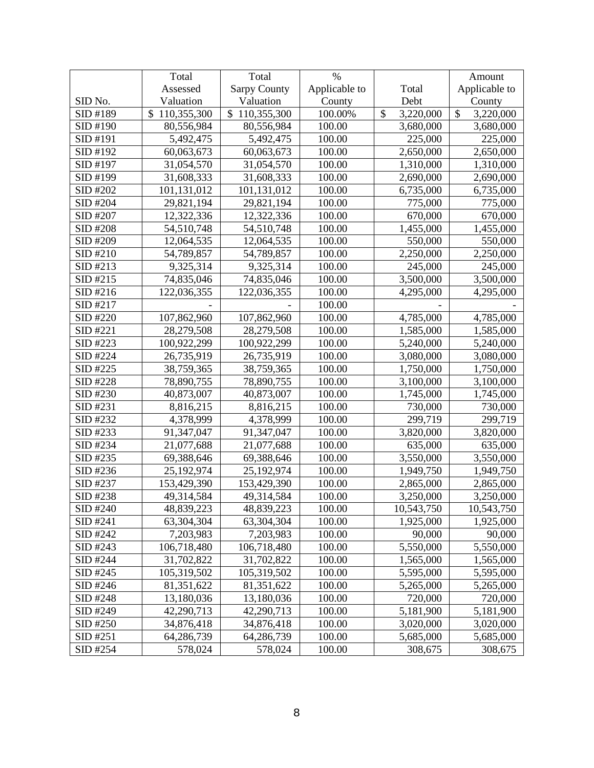| SID No. | Total Assessed Valuation | Total Sarpy County Valuation | % Applicable to County | Total Debt | Amount Applicable to County |
|---|---|---|---|---|---|
| SID #189 | $ 110,355,300 | $ 110,355,300 | 100.00% | $ 3,220,000 | $ 3,220,000 |
| SID #190 | 80,556,984 | 80,556,984 | 100.00 | 3,680,000 | 3,680,000 |
| SID #191 | 5,492,475 | 5,492,475 | 100.00 | 225,000 | 225,000 |
| SID #192 | 60,063,673 | 60,063,673 | 100.00 | 2,650,000 | 2,650,000 |
| SID #197 | 31,054,570 | 31,054,570 | 100.00 | 1,310,000 | 1,310,000 |
| SID #199 | 31,608,333 | 31,608,333 | 100.00 | 2,690,000 | 2,690,000 |
| SID #202 | 101,131,012 | 101,131,012 | 100.00 | 6,735,000 | 6,735,000 |
| SID #204 | 29,821,194 | 29,821,194 | 100.00 | 775,000 | 775,000 |
| SID #207 | 12,322,336 | 12,322,336 | 100.00 | 670,000 | 670,000 |
| SID #208 | 54,510,748 | 54,510,748 | 100.00 | 1,455,000 | 1,455,000 |
| SID #209 | 12,064,535 | 12,064,535 | 100.00 | 550,000 | 550,000 |
| SID #210 | 54,789,857 | 54,789,857 | 100.00 | 2,250,000 | 2,250,000 |
| SID #213 | 9,325,314 | 9,325,314 | 100.00 | 245,000 | 245,000 |
| SID #215 | 74,835,046 | 74,835,046 | 100.00 | 3,500,000 | 3,500,000 |
| SID #216 | 122,036,355 | 122,036,355 | 100.00 | 4,295,000 | 4,295,000 |
| SID #217 | - | - | 100.00 | - | - |
| SID #220 | 107,862,960 | 107,862,960 | 100.00 | 4,785,000 | 4,785,000 |
| SID #221 | 28,279,508 | 28,279,508 | 100.00 | 1,585,000 | 1,585,000 |
| SID #223 | 100,922,299 | 100,922,299 | 100.00 | 5,240,000 | 5,240,000 |
| SID #224 | 26,735,919 | 26,735,919 | 100.00 | 3,080,000 | 3,080,000 |
| SID #225 | 38,759,365 | 38,759,365 | 100.00 | 1,750,000 | 1,750,000 |
| SID #228 | 78,890,755 | 78,890,755 | 100.00 | 3,100,000 | 3,100,000 |
| SID #230 | 40,873,007 | 40,873,007 | 100.00 | 1,745,000 | 1,745,000 |
| SID #231 | 8,816,215 | 8,816,215 | 100.00 | 730,000 | 730,000 |
| SID #232 | 4,378,999 | 4,378,999 | 100.00 | 299,719 | 299,719 |
| SID #233 | 91,347,047 | 91,347,047 | 100.00 | 3,820,000 | 3,820,000 |
| SID #234 | 21,077,688 | 21,077,688 | 100.00 | 635,000 | 635,000 |
| SID #235 | 69,388,646 | 69,388,646 | 100.00 | 3,550,000 | 3,550,000 |
| SID #236 | 25,192,974 | 25,192,974 | 100.00 | 1,949,750 | 1,949,750 |
| SID #237 | 153,429,390 | 153,429,390 | 100.00 | 2,865,000 | 2,865,000 |
| SID #238 | 49,314,584 | 49,314,584 | 100.00 | 3,250,000 | 3,250,000 |
| SID #240 | 48,839,223 | 48,839,223 | 100.00 | 10,543,750 | 10,543,750 |
| SID #241 | 63,304,304 | 63,304,304 | 100.00 | 1,925,000 | 1,925,000 |
| SID #242 | 7,203,983 | 7,203,983 | 100.00 | 90,000 | 90,000 |
| SID #243 | 106,718,480 | 106,718,480 | 100.00 | 5,550,000 | 5,550,000 |
| SID #244 | 31,702,822 | 31,702,822 | 100.00 | 1,565,000 | 1,565,000 |
| SID #245 | 105,319,502 | 105,319,502 | 100.00 | 5,595,000 | 5,595,000 |
| SID #246 | 81,351,622 | 81,351,622 | 100.00 | 5,265,000 | 5,265,000 |
| SID #248 | 13,180,036 | 13,180,036 | 100.00 | 720,000 | 720,000 |
| SID #249 | 42,290,713 | 42,290,713 | 100.00 | 5,181,900 | 5,181,900 |
| SID #250 | 34,876,418 | 34,876,418 | 100.00 | 3,020,000 | 3,020,000 |
| SID #251 | 64,286,739 | 64,286,739 | 100.00 | 5,685,000 | 5,685,000 |
| SID #254 | 578,024 | 578,024 | 100.00 | 308,675 | 308,675 |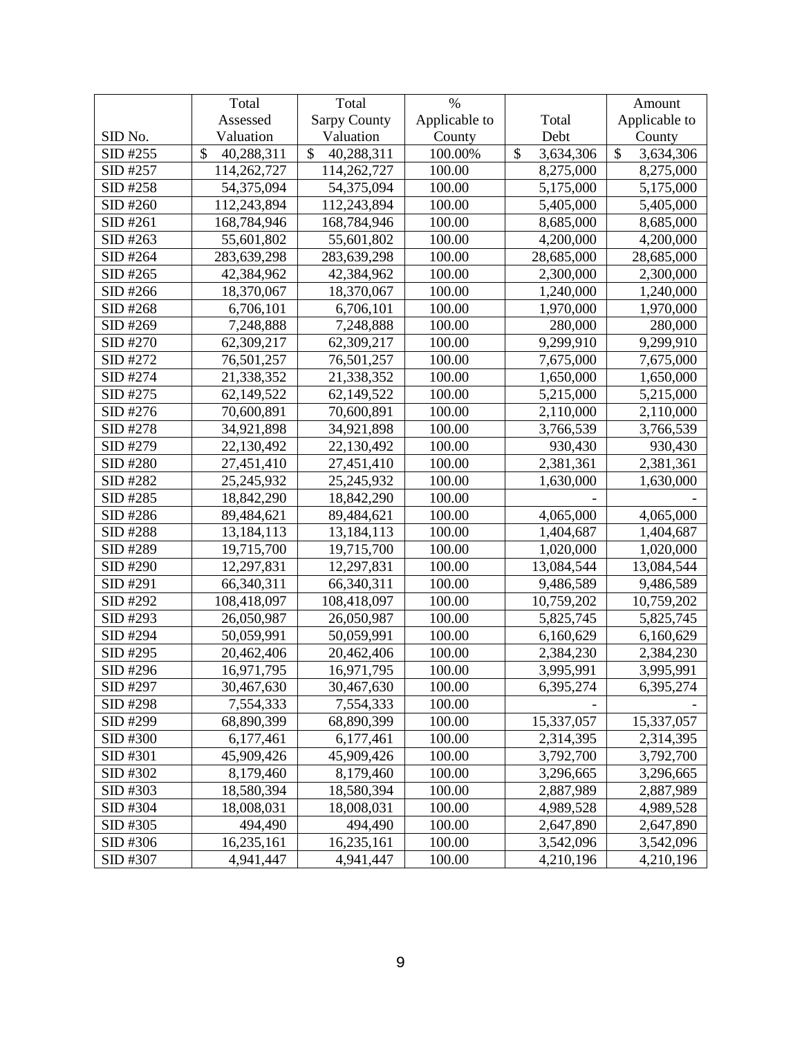| SID No. | Total Assessed Valuation | Total Sarpy County Valuation | % Applicable to County | Total Debt | Amount Applicable to County |
|---|---|---|---|---|---|
| SID #255 | $ 40,288,311 | $ 40,288,311 | 100.00% | $ 3,634,306 | $ 3,634,306 |
| SID #257 | 114,262,727 | 114,262,727 | 100.00 | 8,275,000 | 8,275,000 |
| SID #258 | 54,375,094 | 54,375,094 | 100.00 | 5,175,000 | 5,175,000 |
| SID #260 | 112,243,894 | 112,243,894 | 100.00 | 5,405,000 | 5,405,000 |
| SID #261 | 168,784,946 | 168,784,946 | 100.00 | 8,685,000 | 8,685,000 |
| SID #263 | 55,601,802 | 55,601,802 | 100.00 | 4,200,000 | 4,200,000 |
| SID #264 | 283,639,298 | 283,639,298 | 100.00 | 28,685,000 | 28,685,000 |
| SID #265 | 42,384,962 | 42,384,962 | 100.00 | 2,300,000 | 2,300,000 |
| SID #266 | 18,370,067 | 18,370,067 | 100.00 | 1,240,000 | 1,240,000 |
| SID #268 | 6,706,101 | 6,706,101 | 100.00 | 1,970,000 | 1,970,000 |
| SID #269 | 7,248,888 | 7,248,888 | 100.00 | 280,000 | 280,000 |
| SID #270 | 62,309,217 | 62,309,217 | 100.00 | 9,299,910 | 9,299,910 |
| SID #272 | 76,501,257 | 76,501,257 | 100.00 | 7,675,000 | 7,675,000 |
| SID #274 | 21,338,352 | 21,338,352 | 100.00 | 1,650,000 | 1,650,000 |
| SID #275 | 62,149,522 | 62,149,522 | 100.00 | 5,215,000 | 5,215,000 |
| SID #276 | 70,600,891 | 70,600,891 | 100.00 | 2,110,000 | 2,110,000 |
| SID #278 | 34,921,898 | 34,921,898 | 100.00 | 3,766,539 | 3,766,539 |
| SID #279 | 22,130,492 | 22,130,492 | 100.00 | 930,430 | 930,430 |
| SID #280 | 27,451,410 | 27,451,410 | 100.00 | 2,381,361 | 2,381,361 |
| SID #282 | 25,245,932 | 25,245,932 | 100.00 | 1,630,000 | 1,630,000 |
| SID #285 | 18,842,290 | 18,842,290 | 100.00 | - | - |
| SID #286 | 89,484,621 | 89,484,621 | 100.00 | 4,065,000 | 4,065,000 |
| SID #288 | 13,184,113 | 13,184,113 | 100.00 | 1,404,687 | 1,404,687 |
| SID #289 | 19,715,700 | 19,715,700 | 100.00 | 1,020,000 | 1,020,000 |
| SID #290 | 12,297,831 | 12,297,831 | 100.00 | 13,084,544 | 13,084,544 |
| SID #291 | 66,340,311 | 66,340,311 | 100.00 | 9,486,589 | 9,486,589 |
| SID #292 | 108,418,097 | 108,418,097 | 100.00 | 10,759,202 | 10,759,202 |
| SID #293 | 26,050,987 | 26,050,987 | 100.00 | 5,825,745 | 5,825,745 |
| SID #294 | 50,059,991 | 50,059,991 | 100.00 | 6,160,629 | 6,160,629 |
| SID #295 | 20,462,406 | 20,462,406 | 100.00 | 2,384,230 | 2,384,230 |
| SID #296 | 16,971,795 | 16,971,795 | 100.00 | 3,995,991 | 3,995,991 |
| SID #297 | 30,467,630 | 30,467,630 | 100.00 | 6,395,274 | 6,395,274 |
| SID #298 | 7,554,333 | 7,554,333 | 100.00 | - | - |
| SID #299 | 68,890,399 | 68,890,399 | 100.00 | 15,337,057 | 15,337,057 |
| SID #300 | 6,177,461 | 6,177,461 | 100.00 | 2,314,395 | 2,314,395 |
| SID #301 | 45,909,426 | 45,909,426 | 100.00 | 3,792,700 | 3,792,700 |
| SID #302 | 8,179,460 | 8,179,460 | 100.00 | 3,296,665 | 3,296,665 |
| SID #303 | 18,580,394 | 18,580,394 | 100.00 | 2,887,989 | 2,887,989 |
| SID #304 | 18,008,031 | 18,008,031 | 100.00 | 4,989,528 | 4,989,528 |
| SID #305 | 494,490 | 494,490 | 100.00 | 2,647,890 | 2,647,890 |
| SID #306 | 16,235,161 | 16,235,161 | 100.00 | 3,542,096 | 3,542,096 |
| SID #307 | 4,941,447 | 4,941,447 | 100.00 | 4,210,196 | 4,210,196 |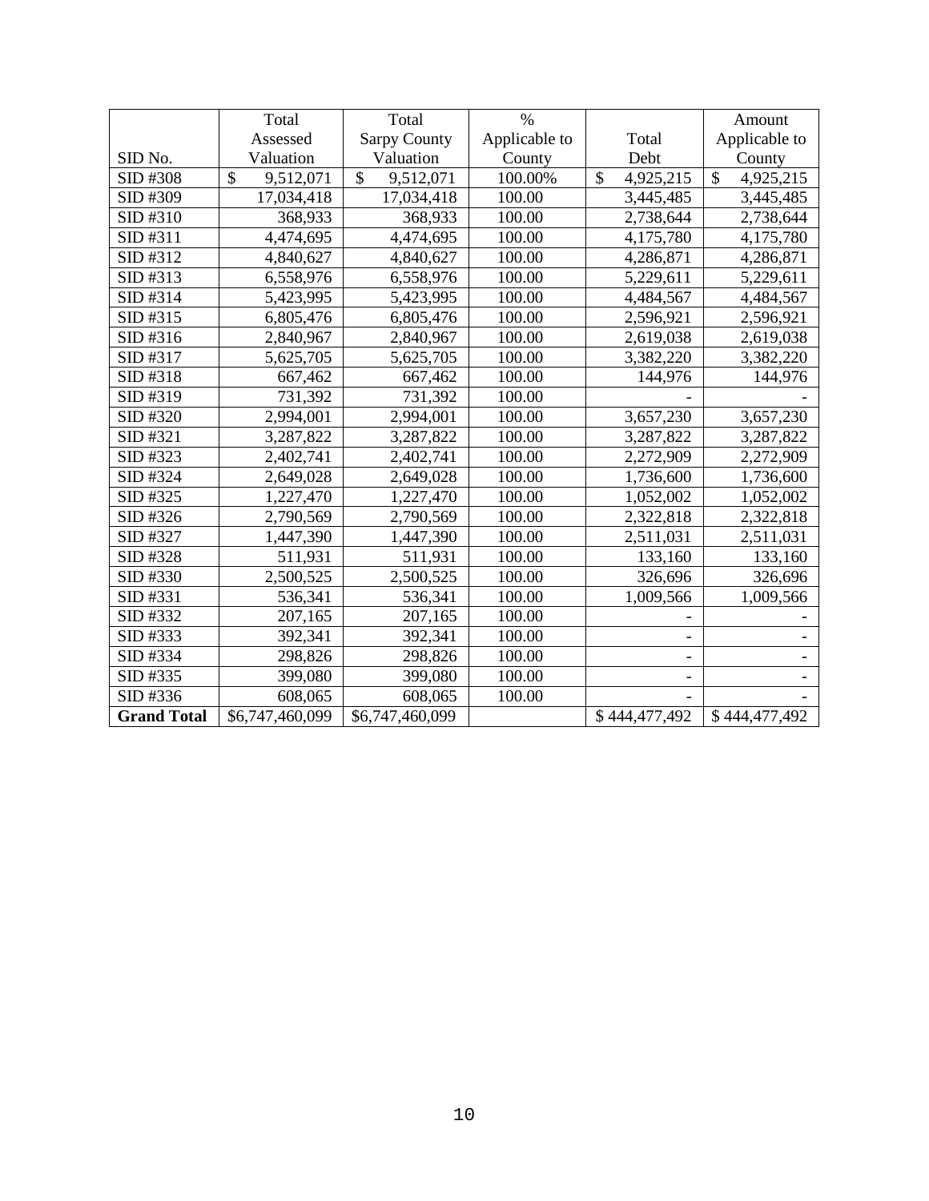| SID No. | Total Assessed Valuation | Total Sarpy County Valuation | % Applicable to County | Total Debt | Amount Applicable to County |
|---|---|---|---|---|---|
| SID #308 | $ 9,512,071 | $ 9,512,071 | 100.00% | $ 4,925,215 | $ 4,925,215 |
| SID #309 | 17,034,418 | 17,034,418 | 100.00 | 3,445,485 | 3,445,485 |
| SID #310 | 368,933 | 368,933 | 100.00 | 2,738,644 | 2,738,644 |
| SID #311 | 4,474,695 | 4,474,695 | 100.00 | 4,175,780 | 4,175,780 |
| SID #312 | 4,840,627 | 4,840,627 | 100.00 | 4,286,871 | 4,286,871 |
| SID #313 | 6,558,976 | 6,558,976 | 100.00 | 5,229,611 | 5,229,611 |
| SID #314 | 5,423,995 | 5,423,995 | 100.00 | 4,484,567 | 4,484,567 |
| SID #315 | 6,805,476 | 6,805,476 | 100.00 | 2,596,921 | 2,596,921 |
| SID #316 | 2,840,967 | 2,840,967 | 100.00 | 2,619,038 | 2,619,038 |
| SID #317 | 5,625,705 | 5,625,705 | 100.00 | 3,382,220 | 3,382,220 |
| SID #318 | 667,462 | 667,462 | 100.00 | 144,976 | 144,976 |
| SID #319 | 731,392 | 731,392 | 100.00 | - | - |
| SID #320 | 2,994,001 | 2,994,001 | 100.00 | 3,657,230 | 3,657,230 |
| SID #321 | 3,287,822 | 3,287,822 | 100.00 | 3,287,822 | 3,287,822 |
| SID #323 | 2,402,741 | 2,402,741 | 100.00 | 2,272,909 | 2,272,909 |
| SID #324 | 2,649,028 | 2,649,028 | 100.00 | 1,736,600 | 1,736,600 |
| SID #325 | 1,227,470 | 1,227,470 | 100.00 | 1,052,002 | 1,052,002 |
| SID #326 | 2,790,569 | 2,790,569 | 100.00 | 2,322,818 | 2,322,818 |
| SID #327 | 1,447,390 | 1,447,390 | 100.00 | 2,511,031 | 2,511,031 |
| SID #328 | 511,931 | 511,931 | 100.00 | 133,160 | 133,160 |
| SID #330 | 2,500,525 | 2,500,525 | 100.00 | 326,696 | 326,696 |
| SID #331 | 536,341 | 536,341 | 100.00 | 1,009,566 | 1,009,566 |
| SID #332 | 207,165 | 207,165 | 100.00 | - | - |
| SID #333 | 392,341 | 392,341 | 100.00 | - | - |
| SID #334 | 298,826 | 298,826 | 100.00 | - | - |
| SID #335 | 399,080 | 399,080 | 100.00 | - | - |
| SID #336 | 608,065 | 608,065 | 100.00 | - | - |
| **Grand Total** | $6,747,460,099 | $6,747,460,099 | | $ 444,477,492 | $ 444,477,492 |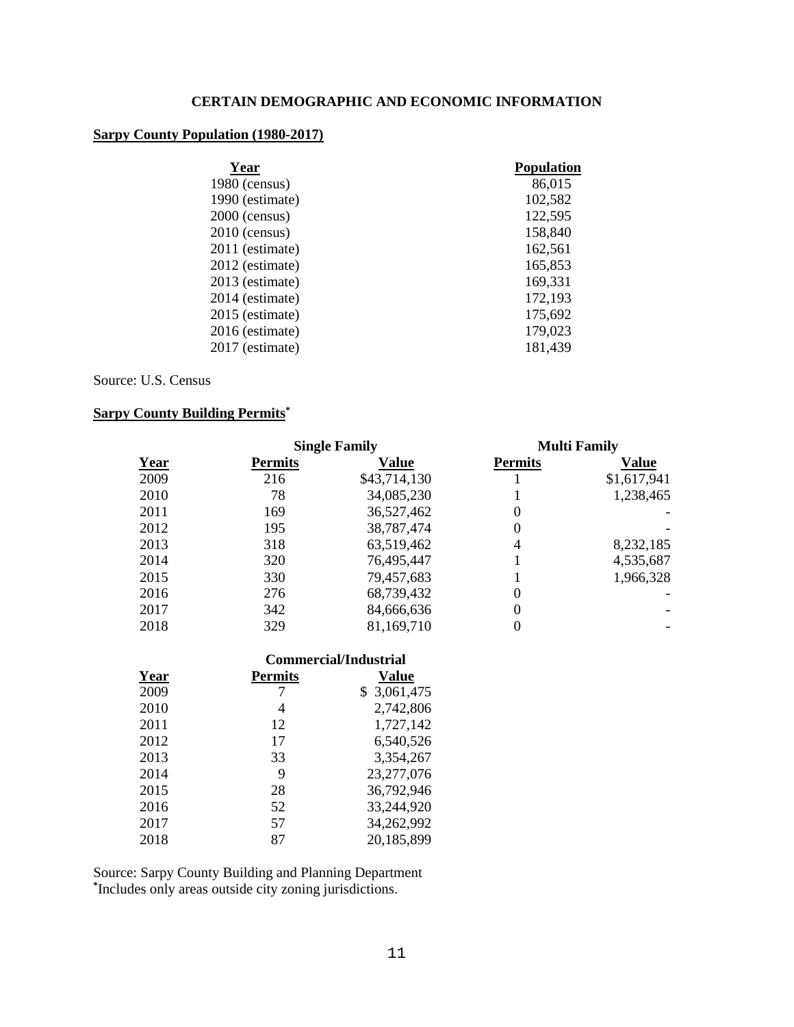# CERTAIN DEMOGRAPHIC AND ECONOMIC INFORMATION

## Sarpy County Population (1980-2017)

| Year | Population |
|---|---|
| 1980 (census) | 86,015 |
| 1990 (estimate) | 102,582 |
| 2000 (census) | 122,595 |
| 2010 (census) | 158,840 |
| 2011 (estimate) | 162,561 |
| 2012 (estimate) | 165,853 |
| 2013 (estimate) | 169,331 |
| 2014 (estimate) | 172,193 |
| 2015 (estimate) | 175,692 |
| 2016 (estimate) | 179,023 |
| 2017 (estimate) | 181,439 |

Source: U.S. Census

## Sarpy County Building Permits*

| | Single Family | | Multi Family | |
|---|---|---|---|---|
| Year | Permits | Value | Permits | Value |
| 2009 | 216 | $43,714,130 | 1 | $1,617,941 |
| 2010 | 78 | 34,085,230 | 1 | 1,238,465 |
| 2011 | 169 | 36,527,462 | 0 | - |
| 2012 | 195 | 38,787,474 | 0 | - |
| 2013 | 318 | 63,519,462 | 4 | 8,232,185 |
| 2014 | 320 | 76,495,447 | 1 | 4,535,687 |
| 2015 | 330 | 79,457,683 | 1 | 1,966,328 |
| 2016 | 276 | 68,739,432 | 0 | - |
| 2017 | 342 | 84,666,636 | 0 | - |
| 2018 | 329 | 81,169,710 | 0 | - |

| | Commercial/Industrial | |
|---|---|---|
| Year | Permits | Value |
| 2009 | 7 | $ 3,061,475 |
| 2010 | 4 | 2,742,806 |
| 2011 | 12 | 1,727,142 |
| 2012 | 17 | 6,540,526 |
| 2013 | 33 | 3,354,267 |
| 2014 | 9 | 23,277,076 |
| 2015 | 28 | 36,792,946 |
| 2016 | 52 | 33,244,920 |
| 2017 | 57 | 34,262,992 |
| 2018 | 87 | 20,185,899 |

Source: Sarpy County Building and Planning Department
*Includes only areas outside city zoning jurisdictions.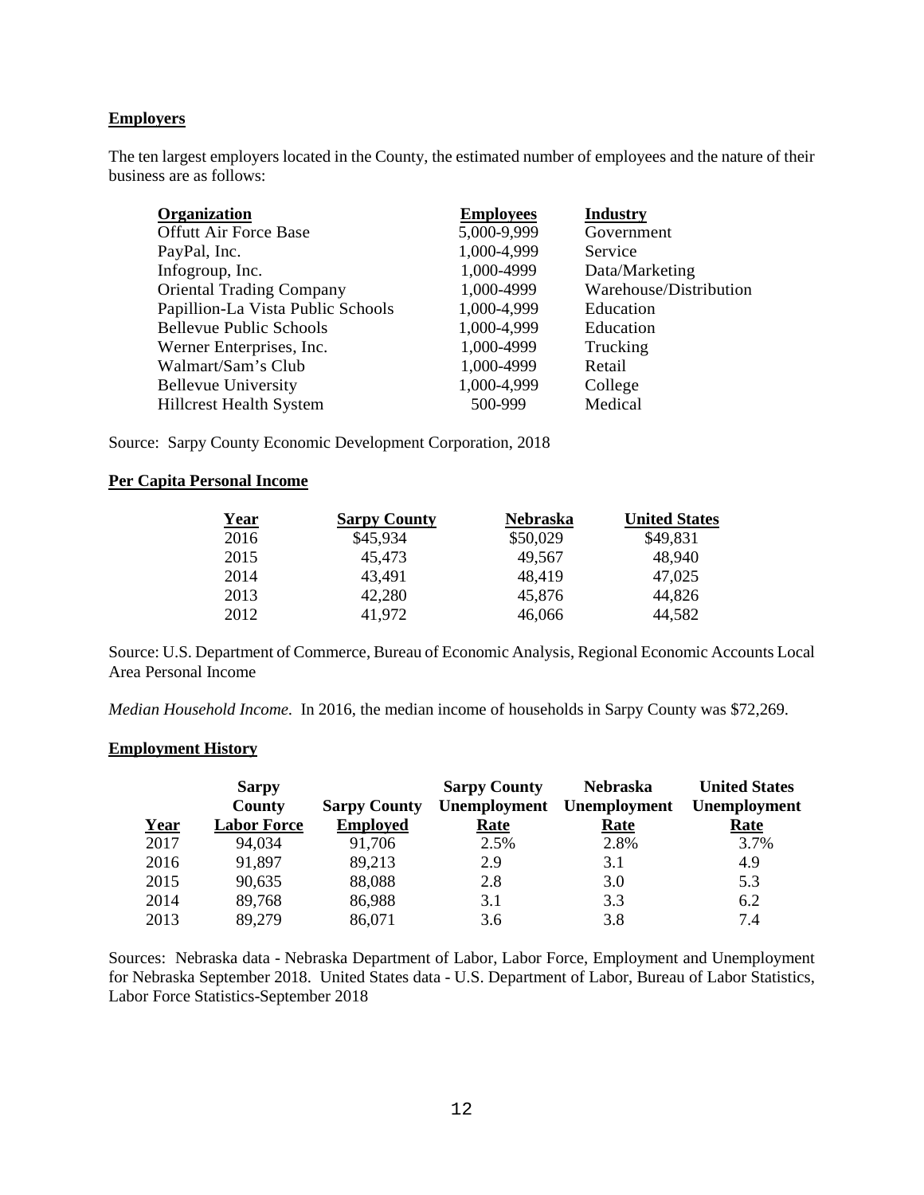**Employers**

The ten largest employers located in the County, the estimated number of employees and the nature of their business are as follows:

| Organization | Employees | Industry |
|---|---|---|
| Offutt Air Force Base | 5,000-9,999 | Government |
| PayPal, Inc. | 1,000-4,999 | Service |
| Infogroup, Inc. | 1,000-4999 | Data/Marketing |
| Oriental Trading Company | 1,000-4999 | Warehouse/Distribution |
| Papillion-La Vista Public Schools | 1,000-4,999 | Education |
| Bellevue Public Schools | 1,000-4,999 | Education |
| Werner Enterprises, Inc. | 1,000-4999 | Trucking |
| Walmart/Sam's Club | 1,000-4999 | Retail |
| Bellevue University | 1,000-4,999 | College |
| Hillcrest Health System | 500-999 | Medical |

Source: Sarpy County Economic Development Corporation, 2018

**Per Capita Personal Income**

| Year | Sarpy County | Nebraska | United States |
|---|---|---|---|
| 2016 | $45,934 | $50,029 | $49,831 |
| 2015 | 45,473 | 49,567 | 48,940 |
| 2014 | 43,491 | 48,419 | 47,025 |
| 2013 | 42,280 | 45,876 | 44,826 |
| 2012 | 41,972 | 46,066 | 44,582 |

Source: U.S. Department of Commerce, Bureau of Economic Analysis, Regional Economic Accounts Local Area Personal Income

*Median Household Income.* In 2016, the median income of households in Sarpy County was $72,269.

**Employment History**

| Year | Sarpy County Labor Force | Sarpy County Employed | Sarpy County Unemployment Rate | Nebraska Unemployment Rate | United States Unemployment Rate |
|---|---|---|---|---|---|
| 2017 | 94,034 | 91,706 | 2.5% | 2.8% | 3.7% |
| 2016 | 91,897 | 89,213 | 2.9 | 3.1 | 4.9 |
| 2015 | 90,635 | 88,088 | 2.8 | 3.0 | 5.3 |
| 2014 | 89,768 | 86,988 | 3.1 | 3.3 | 6.2 |
| 2013 | 89,279 | 86,071 | 3.6 | 3.8 | 7.4 |

Sources: Nebraska data - Nebraska Department of Labor, Labor Force, Employment and Unemployment for Nebraska September 2018. United States data - U.S. Department of Labor, Bureau of Labor Statistics, Labor Force Statistics-September 2018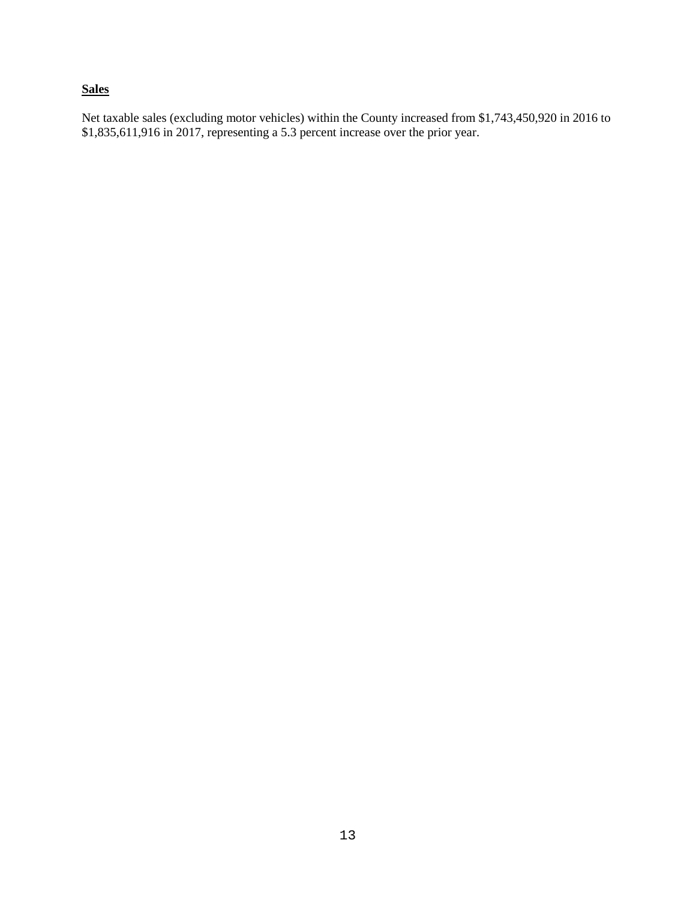**Sales**

Net taxable sales (excluding motor vehicles) within the County increased from $1,743,450,920 in 2016 to $1,835,611,916 in 2017, representing a 5.3 percent increase over the prior year.